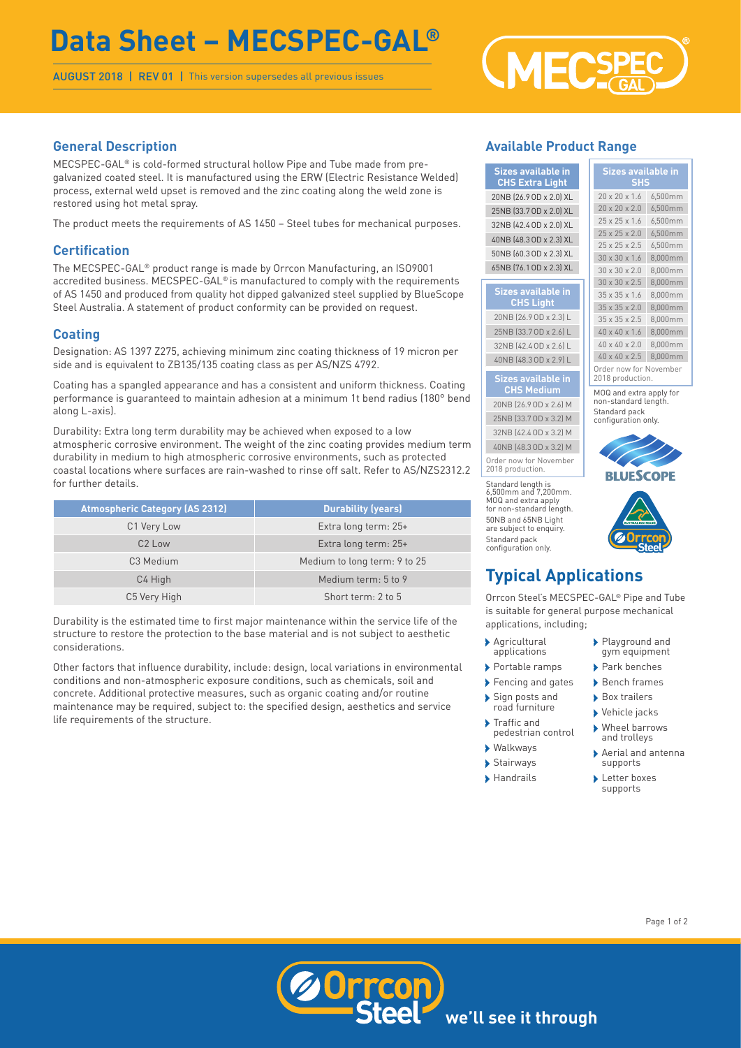# Data Sheet – MECSPEC-GAL®

AUGUST 2018 | REV 01 | This version supersedes all previous issues

## General Description

MECSPEC-GAL® is cold-formed structural hollow Pipe and Tube made from pre-galvanized coated steel. It is manufactured using the ERW (Electric Resistance Welded) process, external weld upset is removed and the zinc coating along the weld zone is restored using hot metal spray.

The product meets the requirements of AS 1450 – Steel tubes for mechanical purposes.

## Certification

The MECSPEC-GAL® product range is made by Orrcon Manufacturing, an ISO9001 accredited business. MECSPEC-GAL® is manufactured to comply with the requirements of AS 1450 and produced from quality hot dipped galvanized steel supplied by BlueScope Steel Australia. A statement of product conformity can be provided on request.

## Coating

Designation: AS 1397 Z275, achieving minimum zinc coating thickness of 19 micron per side and is equivalent to ZB135/135 coating class as per AS/NZS 4792.

Coating has a spangled appearance and has a consistent and uniform thickness. Coating performance is guaranteed to maintain adhesion at a minimum 1t bend radius (180° bend along L-axis).

Durability: Extra long term durability may be achieved when exposed to a low atmospheric corrosive environment. The weight of the zinc coating provides medium term durability in medium to high atmospheric corrosive environments, such as protected coastal locations where surfaces are rain-washed to rinse off salt. Refer to AS/NZS2312.2 for further details.

| Atmospheric Category (AS 2312) | Durability (years) |
|---|---|
| C1 Very Low | Extra long term: 25+ |
| C2 Low | Extra long term: 25+ |
| C3 Medium | Medium to long term: 9 to 25 |
| C4 High | Medium term: 5 to 9 |
| C5 Very High | Short term: 2 to 5 |

Durability is the estimated time to first major maintenance within the service life of the structure to restore the protection to the base material and is not subject to aesthetic considerations.

Other factors that influence durability, include: design, local variations in environmental conditions and non-atmospheric exposure conditions, such as chemicals, soil and concrete. Additional protective measures, such as organic coating and/or routine maintenance may be required, subject to: the specified design, aesthetics and service life requirements of the structure.

## Available Product Range

| Sizes available in CHS Extra Light |
|---|
| 20NB (26.9 OD x 2.0) XL |
| 25NB (33.7 OD x 2.0) XL |
| 32NB (42.4 OD x 2.0) XL |
| 40NB (48.3 OD x 2.3) XL |
| 50NB (60.3 OD x 2.3) XL |
| 65NB (76.1 OD x 2.3) XL |

| Sizes available in CHS Light |
|---|
| 20NB (26.9 OD x 2.3) L |
| 25NB (33.7 OD x 2.6) L |
| 32NB (42.4 OD x 2.6) L |
| 40NB (48.3 OD x 2.9) L |

| Sizes available in CHS Medium |
|---|
| 20NB (26.9 OD x 2.6) M |
| 25NB (33.7 OD x 3.2) M |
| 32NB (42.4 OD x 3.2) M |
| 40NB (48.3 OD x 3.2) M |

Order now for November 2018 production.

Standard length is 6,500mm and 7,200mm. MOQ and extra apply for non-standard length. 50NB and 65NB Light are subject to enquiry. Standard pack configuration only.

| Sizes available in SHS | |
|---|---|
| 20 x 20 x 1.6 | 6,500mm |
| 20 x 20 x 2.0 | 6,500mm |
| 25 x 25 x 1.6 | 6,500mm |
| 25 x 25 x 2.0 | 6,500mm |
| 25 x 25 x 2.5 | 6,500mm |
| 30 x 30 x 1.6 | 8,000mm |
| 30 x 30 x 2.0 | 8,000mm |
| 30 x 30 x 2.5 | 8,000mm |
| 35 x 35 x 1.6 | 8,000mm |
| 35 x 35 x 2.0 | 8,000mm |
| 35 x 35 x 2.5 | 8,000mm |
| 40 x 40 x 1.6 | 8,000mm |
| 40 x 40 x 2.0 | 8,000mm |
| 40 x 40 x 2.5 | 8,000mm |

Order now for November 2018 production.

MOQ and extra apply for non-standard length. Standard pack configuration only.

## Typical Applications

Orrcon Steel's MECSPEC-GAL® Pipe and Tube is suitable for general purpose mechanical applications, including;

- Agricultural applications
- Portable ramps
- Fencing and gates
- Sign posts and road furniture
- Traffic and pedestrian control
- Walkways
- Stairways
- Handrails
- Playground and gym equipment
- Park benches
- Bench frames
- Box trailers
- Vehicle jacks
- Wheel barrows and trolleys
- Aerial and antenna supports
- Letter boxes supports

we'll see it through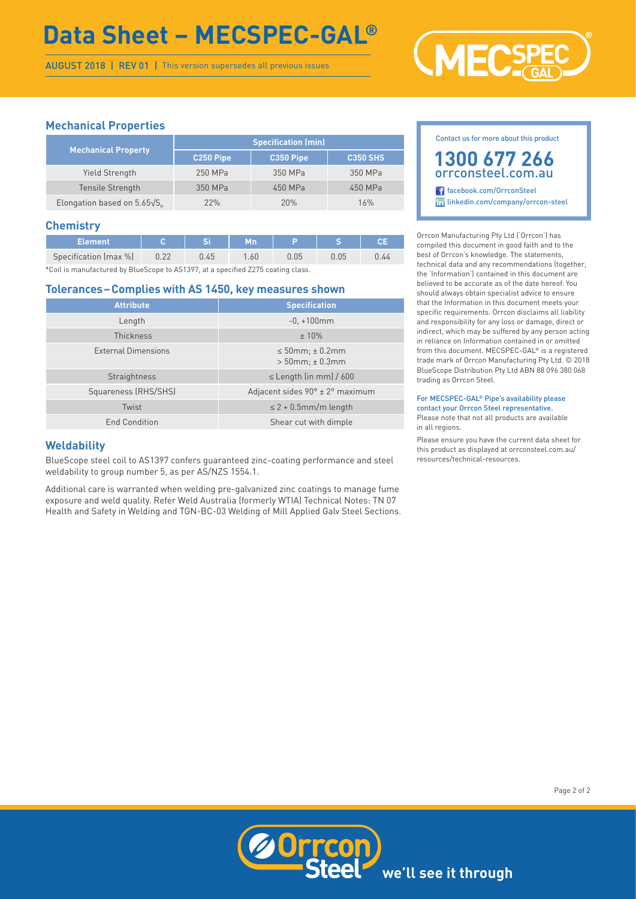# Data Sheet – MECSPEC-GAL®

AUGUST 2018 | REV 01 | This version supersedes all previous issues

## Mechanical Properties

| Mechanical Property | Specification (min) | | |
|---|---|---|---|
| | C250 Pipe | C350 Pipe | C350 SHS |
| Yield Strength | 250 MPa | 350 MPa | 350 MPa |
| Tensile Strength | 350 MPa | 450 MPa | 450 MPa |
| Elongation based on $5.65\sqrt{S_o}$ | 22% | 20% | 16% |

## Chemistry

| Element | C | Si | Mn | P | S | CE |
|---|---|---|---|---|---|---|
| Specification (max %) | 0.22 | 0.45 | 1.60 | 0.05 | 0.05 | 0.44 |

*Coil is manufactured by BlueScope to AS1397, at a specified Z275 coating class.

## Tolerances – Complies with AS 1450, key measures shown

| Attribute | Specification |
|---|---|
| Length | -0, +100mm |
| Thickness | ± 10% |
| External Dimensions | ≤ 50mm; ± 0.2mm<br>> 50mm; ± 0.3mm |
| Straightness | ≤ Length (in mm) / 600 |
| Squareness (RHS/SHS) | Adjacent sides 90° ± 2° maximum |
| Twist | ≤ 2 + 0.5mm/m length |
| End Condition | Shear cut with dimple |

## Weldability

BlueScope steel coil to AS1397 confers guaranteed zinc-coating performance and steel weldability to group number 5, as per AS/NZS 1554.1.

Additional care is warranted when welding pre-galvanized zinc coatings to manage fume exposure and weld quality. Refer Weld Australia (formerly WTIA) Technical Notes: TN 07 Health and Safety in Welding and TGN-BC-03 Welding of Mill Applied Galv Steel Sections.

Contact us for more about this product

**1300 677 266**
orrconsteel.com.au

facebook.com/OrrconSteel
linkedin.com/company/orrcon-steel

Orrcon Manufacturing Pty Ltd ('Orrcon') has compiled this document in good faith and to the best of Orrcon's knowledge. The statements, technical data and any recommendations (together, the 'Information') contained in this document are believed to be accurate as of the date hereof. You should always obtain specialist advice to ensure that the Information in this document meets your specific requirements. Orrcon disclaims all liability and responsibility for any loss or damage, direct or indirect, which may be suffered by any person acting in reliance on Information contained in or omitted from this document. MECSPEC-GAL® is a registered trade mark of Orrcon Manufacturing Pty Ltd. © 2018 BlueScope Distribution Pty Ltd ABN 88 096 380 068 trading as Orrcon Steel.

For MECSPEC-GAL® Pipe's availability please contact your Orrcon Steel representative.
Please note that not all products are available in all regions.

Please ensure you have the current data sheet for this product as displayed at orrconsteel.com.au/resources/technical-resources.

Orrcon Steel — we'll see it through